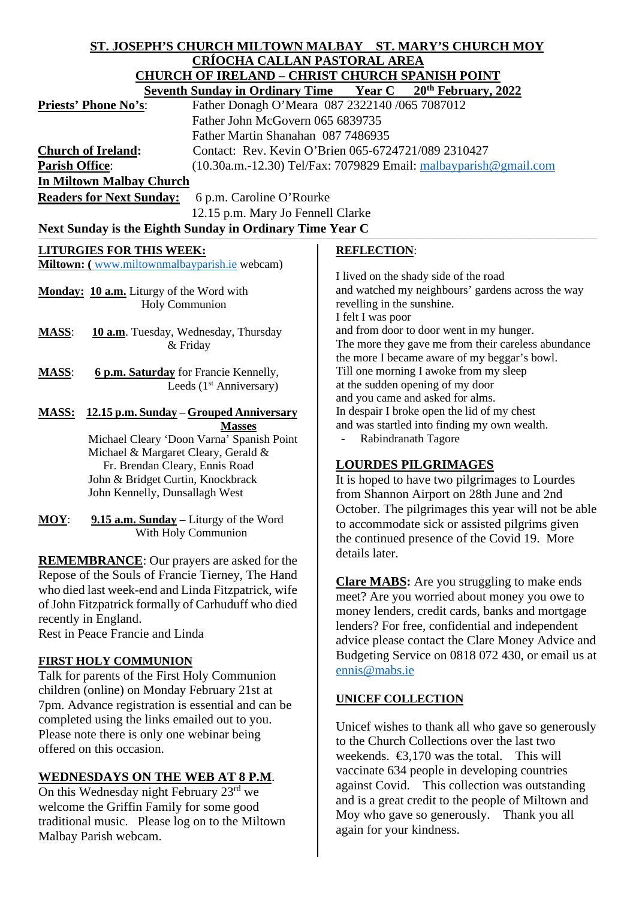**ST. JOSEPH'S CHURCH MILTOWN MALBAY ST. MARY'S CHURCH MOY**
**CRÍOCHA CALLAN PASTORAL AREA**
**CHURCH OF IRELAND – CHRIST CHURCH SPANISH POINT**
**Seventh Sunday in Ordinary Time Year C 20th February, 2022**

**Priests' Phone No's**: Father Donagh O'Meara 087 2322140 /065 7087012
Father John McGovern 065 6839735
Father Martin Shanahan 087 7486935

**Church of Ireland:** Contact: Rev. Kevin O'Brien 065-6724721/089 2310427

**Parish Office**: (10.30a.m.-12.30) Tel/Fax: 7079829 Email: malbayparish@gmail.com

**In Miltown Malbay Church**

**Readers for Next Sunday:** 6 p.m. Caroline O'Rourke
12.15 p.m. Mary Jo Fennell Clarke

**Next Sunday is the Eighth Sunday in Ordinary Time Year C**

## LITURGIES FOR THIS WEEK:

**Miltown: (** www.miltownmalbayparish.ie webcam)

**Monday:** **10 a.m.** Liturgy of the Word with Holy Communion

**MASS**: **10 a.m**. Tuesday, Wednesday, Thursday & Friday

**MASS**: **6 p.m. Saturday** for Francie Kennelly, Leeds (1st Anniversary)

**MASS:** **12.15 p.m. Sunday** – **Grouped Anniversary Masses**
Michael Cleary 'Doon Varna' Spanish Point
Michael & Margaret Cleary, Gerald & Fr. Brendan Cleary, Ennis Road
John & Bridget Curtin, Knockbrack
John Kennelly, Dunsallagh West

**MOY**: **9.15 a.m. Sunday** – Liturgy of the Word With Holy Communion

**REMEMBRANCE**: Our prayers are asked for the Repose of the Souls of Francie Tierney, The Hand who died last week-end and Linda Fitzpatrick, wife of John Fitzpatrick formally of Carhuduff who died recently in England.
Rest in Peace Francie and Linda

## FIRST HOLY COMMUNION

Talk for parents of the First Holy Communion children (online) on Monday February 21st at 7pm. Advance registration is essential and can be completed using the links emailed out to you. Please note there is only one webinar being offered on this occasion.

## WEDNESDAYS ON THE WEB AT 8 P.M.

On this Wednesday night February 23rd we welcome the Griffin Family for some good traditional music. Please log on to the Miltown Malbay Parish webcam.

## REFLECTION:

I lived on the shady side of the road
and watched my neighbours' gardens across the way
revelling in the sunshine.
I felt I was poor
and from door to door went in my hunger.
The more they gave me from their careless abundance
the more I became aware of my beggar's bowl.
Till one morning I awoke from my sleep
at the sudden opening of my door
and you came and asked for alms.
In despair I broke open the lid of my chest
and was startled into finding my own wealth.

- Rabindranath Tagore

## LOURDES PILGRIMAGES

It is hoped to have two pilgrimages to Lourdes from Shannon Airport on 28th June and 2nd October. The pilgrimages this year will not be able to accommodate sick or assisted pilgrims given the continued presence of the Covid 19. More details later.

**Clare MABS:** Are you struggling to make ends meet? Are you worried about money you owe to money lenders, credit cards, banks and mortgage lenders? For free, confidential and independent advice please contact the Clare Money Advice and Budgeting Service on 0818 072 430, or email us at ennis@mabs.ie

## UNICEF COLLECTION

Unicef wishes to thank all who gave so generously to the Church Collections over the last two weekends. €3,170 was the total. This will vaccinate 634 people in developing countries against Covid. This collection was outstanding and is a great credit to the people of Miltown and Moy who gave so generously. Thank you all again for your kindness.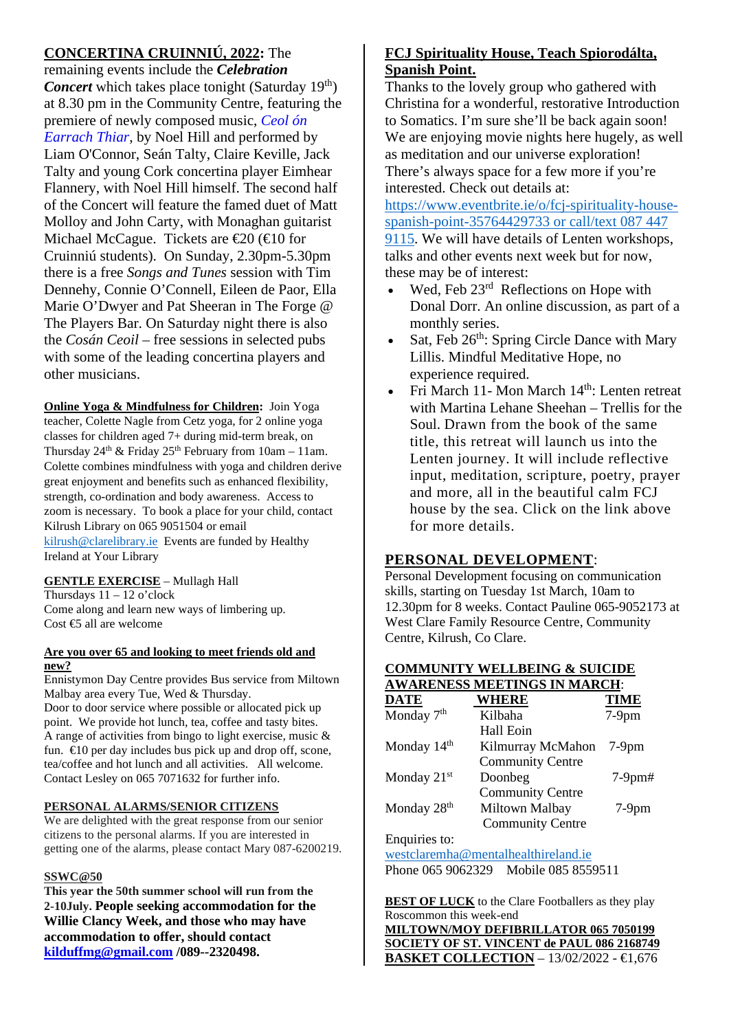**CONCERTINA CRUINNIÚ, 2022:** The remaining events include the ***Celebration Concert*** which takes place tonight (Saturday 19th) at 8.30 pm in the Community Centre, featuring the premiere of newly composed music, *Ceol ón Earrach Thiar*, by Noel Hill and performed by Liam O'Connor, Seán Talty, Claire Keville, Jack Talty and young Cork concertina player Eimhear Flannery, with Noel Hill himself. The second half of the Concert will feature the famed duet of Matt Molloy and John Carty, with Monaghan guitarist Michael McCague. Tickets are €20 (€10 for Cruinniú students). On Sunday, 2.30pm-5.30pm there is a free *Songs and Tunes* session with Tim Dennehy, Connie O'Connell, Eileen de Paor, Ella Marie O'Dwyer and Pat Sheeran in The Forge @ The Players Bar. On Saturday night there is also the *Cosán Ceoil* – free sessions in selected pubs with some of the leading concertina players and other musicians.

**Online Yoga & Mindfulness for Children:** Join Yoga teacher, Colette Nagle from Cetz yoga, for 2 online yoga classes for children aged 7+ during mid-term break, on Thursday 24th & Friday 25th February from 10am – 11am. Colette combines mindfulness with yoga and children derive great enjoyment and benefits such as enhanced flexibility, strength, co-ordination and body awareness. Access to zoom is necessary. To book a place for your child, contact Kilrush Library on 065 9051504 or email kilrush@clarelibrary.ie Events are funded by Healthy Ireland at Your Library

**GENTLE EXERCISE** – Mullagh Hall
Thursdays 11 – 12 o'clock
Come along and learn new ways of limbering up.
Cost €5 all are welcome

**Are you over 65 and looking to meet friends old and new?**
Ennistymon Day Centre provides Bus service from Miltown Malbay area every Tue, Wed & Thursday.
Door to door service where possible or allocated pick up point. We provide hot lunch, tea, coffee and tasty bites.
A range of activities from bingo to light exercise, music & fun. €10 per day includes bus pick up and drop off, scone, tea/coffee and hot lunch and all activities. All welcome.
Contact Lesley on 065 7071632 for further info.

**PERSONAL ALARMS/SENIOR CITIZENS**
We are delighted with the great response from our senior citizens to the personal alarms. If you are interested in getting one of the alarms, please contact Mary 087-6200219.

**SSWC@50**
**This year the 50th summer school will run from the 2-10July. People seeking accommodation for the Willie Clancy Week, and those who may have accommodation to offer, should contact kilduffmg@gmail.com /089--2320498.**

**FCJ Spirituality House, Teach Spiorodálta, Spanish Point.**
Thanks to the lovely group who gathered with Christina for a wonderful, restorative Introduction to Somatics. I'm sure she'll be back again soon! We are enjoying movie nights here hugely, as well as meditation and our universe exploration! There's always space for a few more if you're interested. Check out details at: https://www.eventbrite.ie/o/fcj-spirituality-house-spanish-point-35764429733 or call/text 087 447 9115. We will have details of Lenten workshops, talks and other events next week but for now, these may be of interest:

- Wed, Feb 23rd Reflections on Hope with Donal Dorr. An online discussion, as part of a monthly series.
- Sat, Feb 26th: Spring Circle Dance with Mary Lillis. Mindful Meditative Hope, no experience required.
- Fri March 11- Mon March 14th: Lenten retreat with Martina Lehane Sheehan – Trellis for the Soul. Drawn from the book of the same title, this retreat will launch us into the Lenten journey. It will include reflective input, meditation, scripture, poetry, prayer and more, all in the beautiful calm FCJ house by the sea. Click on the link above for more details.

**PERSONAL DEVELOPMENT**:
Personal Development focusing on communication skills, starting on Tuesday 1st March, 10am to 12.30pm for 8 weeks. Contact Pauline 065-9052173 at West Clare Family Resource Centre, Community Centre, Kilrush, Co Clare.

**COMMUNITY WELLBEING & SUICIDE AWARENESS MEETINGS IN MARCH**:

| DATE | WHERE | TIME |
|---|---|---|
| Monday 7th | Kilbaha Hall Eoin | 7-9pm |
| Monday 14th | Kilmurray McMahon Community Centre | 7-9pm |
| Monday 21st | Doonbeg Community Centre | 7-9pm# |
| Monday 28th | Miltown Malbay Community Centre | 7-9pm |

Enquiries to:
westclaremha@mentalhealthireland.ie
Phone 065 9062329 Mobile 085 8559511

**BEST OF LUCK** to the Clare Footballers as they play Roscommon this week-end
**MILTOWN/MOY DEFIBRILLATOR 065 7050199**
**SOCIETY OF ST. VINCENT de PAUL 086 2168749**
**BASKET COLLECTION** – 13/02/2022 - €1,676